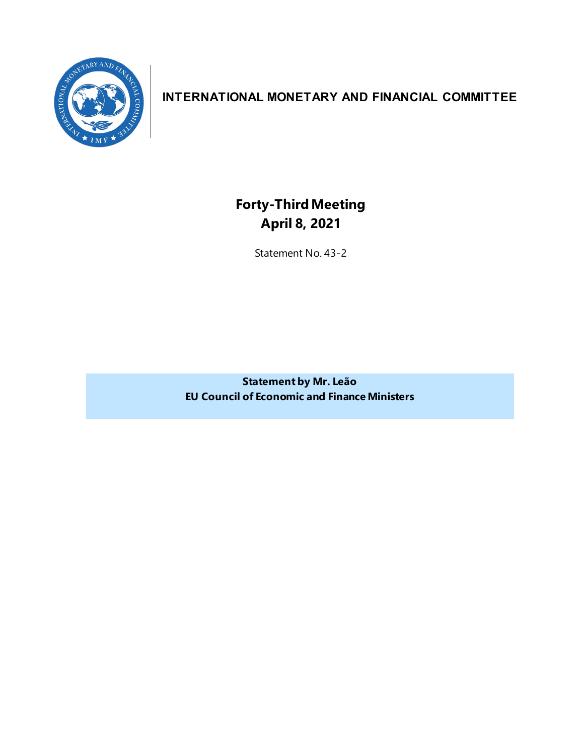**INTERNATIONAL MONETARY AND FINANCIAL COMMITTEE**

# Forty-Third Meeting
# April 8, 2021

Statement No. 43-2

**Statement by Mr. Leão**
**EU Council of Economic and Finance Ministers**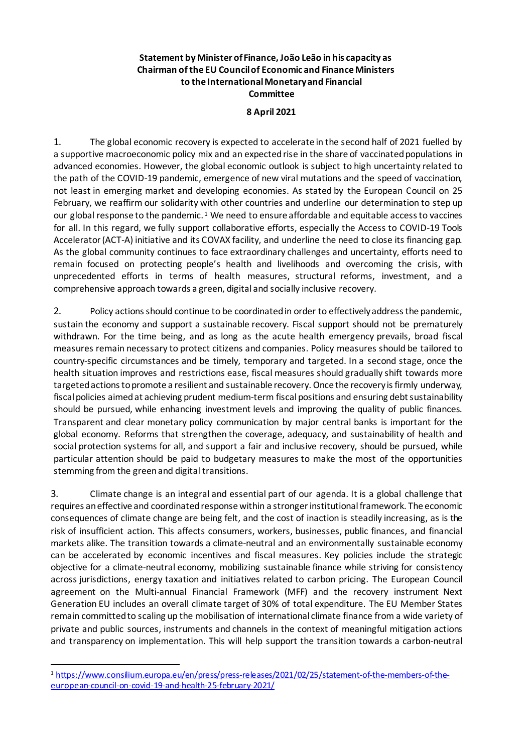**Statement by Minister of Finance, João Leão in his capacity as Chairman of the EU Council of Economic and Finance Ministers to the International Monetary and Financial Committee**

**8 April 2021**

1. The global economic recovery is expected to accelerate in the second half of 2021 fuelled by a supportive macroeconomic policy mix and an expected rise in the share of vaccinated populations in advanced economies. However, the global economic outlook is subject to high uncertainty related to the path of the COVID-19 pandemic, emergence of new viral mutations and the speed of vaccination, not least in emerging market and developing economies. As stated by the European Council on 25 February, we reaffirm our solidarity with other countries and underline our determination to step up our global response to the pandemic.[1] We need to ensure affordable and equitable access to vaccines for all. In this regard, we fully support collaborative efforts, especially the Access to COVID-19 Tools Accelerator (ACT-A) initiative and its COVAX facility, and underline the need to close its financing gap. As the global community continues to face extraordinary challenges and uncertainty, efforts need to remain focused on protecting people's health and livelihoods and overcoming the crisis, with unprecedented efforts in terms of health measures, structural reforms, investment, and a comprehensive approach towards a green, digital and socially inclusive recovery.

2. Policy actions should continue to be coordinated in order to effectively address the pandemic, sustain the economy and support a sustainable recovery. Fiscal support should not be prematurely withdrawn. For the time being, and as long as the acute health emergency prevails, broad fiscal measures remain necessary to protect citizens and companies. Policy measures should be tailored to country-specific circumstances and be timely, temporary and targeted. In a second stage, once the health situation improves and restrictions ease, fiscal measures should gradually shift towards more targeted actions to promote a resilient and sustainable recovery. Once the recovery is firmly underway, fiscal policies aimed at achieving prudent medium-term fiscal positions and ensuring debt sustainability should be pursued, while enhancing investment levels and improving the quality of public finances. Transparent and clear monetary policy communication by major central banks is important for the global economy. Reforms that strengthen the coverage, adequacy, and sustainability of health and social protection systems for all, and support a fair and inclusive recovery, should be pursued, while particular attention should be paid to budgetary measures to make the most of the opportunities stemming from the green and digital transitions.

3. Climate change is an integral and essential part of our agenda. It is a global challenge that requires an effective and coordinated response within a stronger institutional framework. The economic consequences of climate change are being felt, and the cost of inaction is steadily increasing, as is the risk of insufficient action. This affects consumers, workers, businesses, public finances, and financial markets alike. The transition towards a climate-neutral and an environmentally sustainable economy can be accelerated by economic incentives and fiscal measures. Key policies include the strategic objective for a climate-neutral economy, mobilizing sustainable finance while striving for consistency across jurisdictions, energy taxation and initiatives related to carbon pricing. The European Council agreement on the Multi-annual Financial Framework (MFF) and the recovery instrument Next Generation EU includes an overall climate target of 30% of total expenditure. The EU Member States remain committed to scaling up the mobilisation of international climate finance from a wide variety of private and public sources, instruments and channels in the context of meaningful mitigation actions and transparency on implementation. This will help support the transition towards a carbon-neutral

[1] https://www.consilium.europa.eu/en/press/press-releases/2021/02/25/statement-of-the-members-of-the-european-council-on-covid-19-and-health-25-february-2021/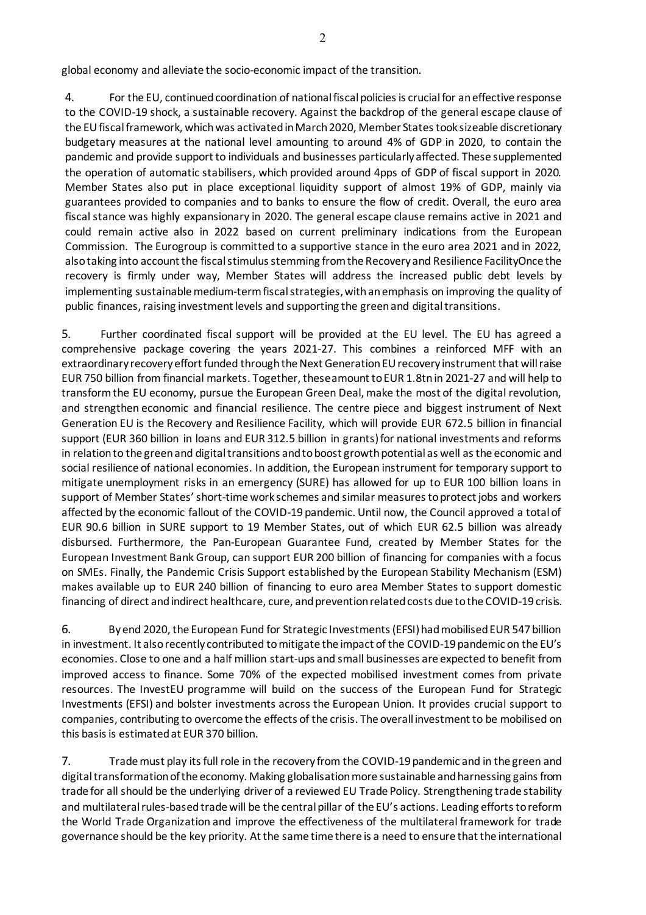global economy and alleviate the socio-economic impact of the transition.

4. For the EU, continued coordination of national fiscal policies is crucial for an effective response to the COVID-19 shock, a sustainable recovery. Against the backdrop of the general escape clause of the EU fiscal framework, which was activated in March 2020, Member States took sizeable discretionary budgetary measures at the national level amounting to around 4% of GDP in 2020, to contain the pandemic and provide support to individuals and businesses particularly affected. These supplemented the operation of automatic stabilisers, which provided around 4pps of GDP of fiscal support in 2020. Member States also put in place exceptional liquidity support of almost 19% of GDP, mainly via guarantees provided to companies and to banks to ensure the flow of credit. Overall, the euro area fiscal stance was highly expansionary in 2020. The general escape clause remains active in 2021 and could remain active also in 2022 based on current preliminary indications from the European Commission. The Eurogroup is committed to a supportive stance in the euro area 2021 and in 2022, also taking into account the fiscal stimulus stemming from the Recovery and Resilience FacilityOnce the recovery is firmly under way, Member States will address the increased public debt levels by implementing sustainable medium-term fiscal strategies, with an emphasis on improving the quality of public finances, raising investment levels and supporting the green and digital transitions.

5. Further coordinated fiscal support will be provided at the EU level. The EU has agreed a comprehensive package covering the years 2021-27. This combines a reinforced MFF with an extraordinary recovery effort funded through the Next Generation EU recovery instrument that will raise EUR 750 billion from financial markets. Together, these amount to EUR 1.8tn in 2021-27 and will help to transform the EU economy, pursue the European Green Deal, make the most of the digital revolution, and strengthen economic and financial resilience. The centre piece and biggest instrument of Next Generation EU is the Recovery and Resilience Facility, which will provide EUR 672.5 billion in financial support (EUR 360 billion in loans and EUR 312.5 billion in grants) for national investments and reforms in relation to the green and digital transitions and to boost growth potential as well as the economic and social resilience of national economies. In addition, the European instrument for temporary support to mitigate unemployment risks in an emergency (SURE) has allowed for up to EUR 100 billion loans in support of Member States' short-time work schemes and similar measures to protect jobs and workers affected by the economic fallout of the COVID-19 pandemic. Until now, the Council approved a total of EUR 90.6 billion in SURE support to 19 Member States, out of which EUR 62.5 billion was already disbursed. Furthermore, the Pan-European Guarantee Fund, created by Member States for the European Investment Bank Group, can support EUR 200 billion of financing for companies with a focus on SMEs. Finally, the Pandemic Crisis Support established by the European Stability Mechanism (ESM) makes available up to EUR 240 billion of financing to euro area Member States to support domestic financing of direct and indirect healthcare, cure, and prevention related costs due to the COVID-19 crisis.

6. By end 2020, the European Fund for Strategic Investments (EFSI) had mobilised EUR 547 billion in investment. It also recently contributed to mitigate the impact of the COVID-19 pandemic on the EU's economies. Close to one and a half million start-ups and small businesses are expected to benefit from improved access to finance. Some 70% of the expected mobilised investment comes from private resources. The InvestEU programme will build on the success of the European Fund for Strategic Investments (EFSI) and bolster investments across the European Union. It provides crucial support to companies, contributing to overcome the effects of the crisis. The overall investment to be mobilised on this basis is estimated at EUR 370 billion.

7. Trade must play its full role in the recovery from the COVID-19 pandemic and in the green and digital transformation of the economy. Making globalisation more sustainable and harnessing gains from trade for all should be the underlying driver of a reviewed EU Trade Policy. Strengthening trade stability and multilateral rules-based trade will be the central pillar of the EU's actions. Leading efforts to reform the World Trade Organization and improve the effectiveness of the multilateral framework for trade governance should be the key priority. At the same time there is a need to ensure that the international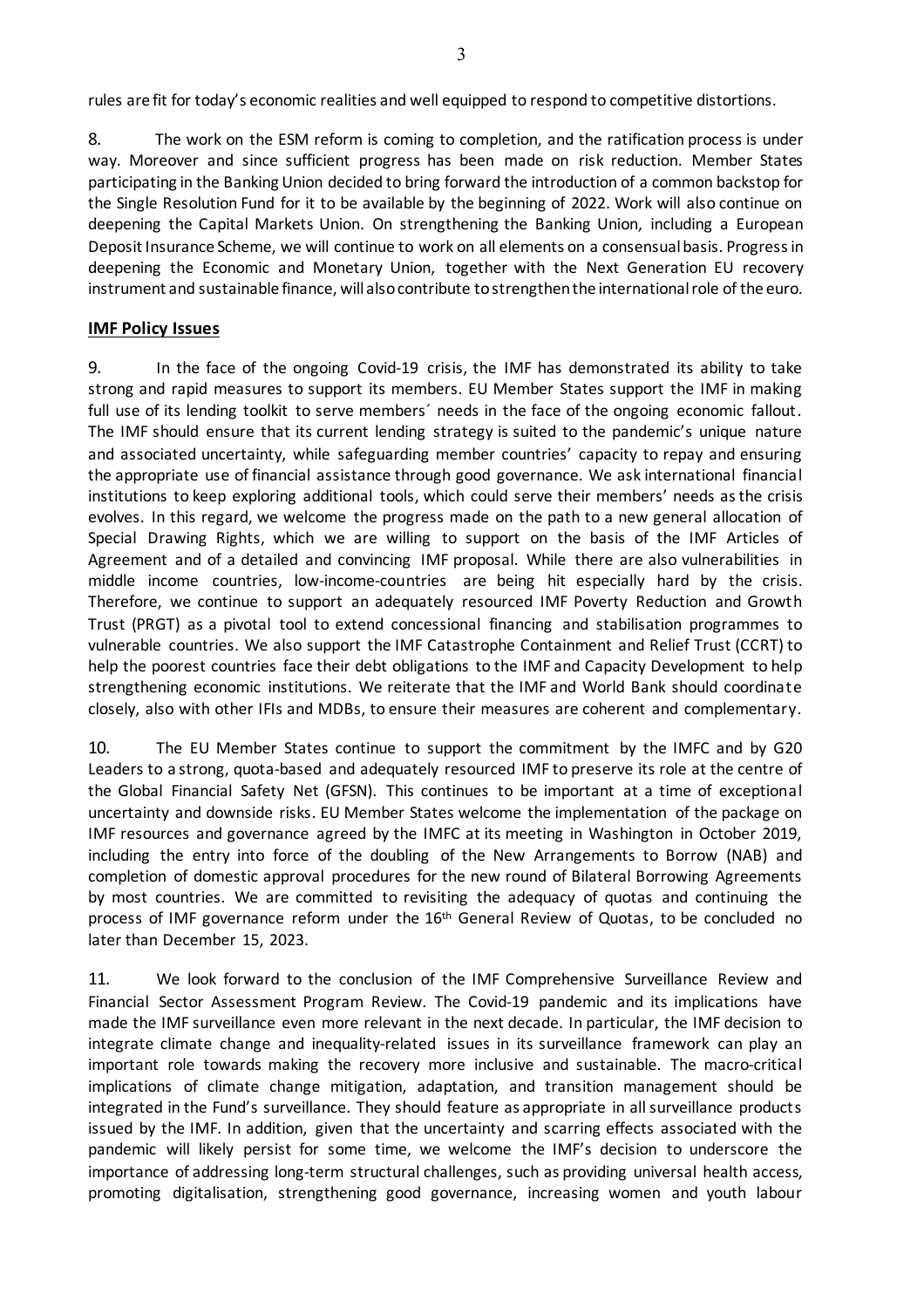rules are fit for today's economic realities and well equipped to respond to competitive distortions.

8. The work on the ESM reform is coming to completion, and the ratification process is under way. Moreover and since sufficient progress has been made on risk reduction. Member States participating in the Banking Union decided to bring forward the introduction of a common backstop for the Single Resolution Fund for it to be available by the beginning of 2022. Work will also continue on deepening the Capital Markets Union. On strengthening the Banking Union, including a European Deposit Insurance Scheme, we will continue to work on all elements on a consensual basis. Progress in deepening the Economic and Monetary Union, together with the Next Generation EU recovery instrument and sustainable finance, will also contribute to strengthen the international role of the euro.

## IMF Policy Issues

9. In the face of the ongoing Covid-19 crisis, the IMF has demonstrated its ability to take strong and rapid measures to support its members. EU Member States support the IMF in making full use of its lending toolkit to serve members´ needs in the face of the ongoing economic fallout. The IMF should ensure that its current lending strategy is suited to the pandemic's unique nature and associated uncertainty, while safeguarding member countries' capacity to repay and ensuring the appropriate use of financial assistance through good governance. We ask international financial institutions to keep exploring additional tools, which could serve their members' needs as the crisis evolves. In this regard, we welcome the progress made on the path to a new general allocation of Special Drawing Rights, which we are willing to support on the basis of the IMF Articles of Agreement and of a detailed and convincing IMF proposal. While there are also vulnerabilities in middle income countries, low-income-countries are being hit especially hard by the crisis. Therefore, we continue to support an adequately resourced IMF Poverty Reduction and Growth Trust (PRGT) as a pivotal tool to extend concessional financing and stabilisation programmes to vulnerable countries. We also support the IMF Catastrophe Containment and Relief Trust (CCRT) to help the poorest countries face their debt obligations to the IMF and Capacity Development to help strengthening economic institutions. We reiterate that the IMF and World Bank should coordinate closely, also with other IFIs and MDBs, to ensure their measures are coherent and complementary.

10. The EU Member States continue to support the commitment by the IMFC and by G20 Leaders to a strong, quota-based and adequately resourced IMF to preserve its role at the centre of the Global Financial Safety Net (GFSN). This continues to be important at a time of exceptional uncertainty and downside risks. EU Member States welcome the implementation of the package on IMF resources and governance agreed by the IMFC at its meeting in Washington in October 2019, including the entry into force of the doubling of the New Arrangements to Borrow (NAB) and completion of domestic approval procedures for the new round of Bilateral Borrowing Agreements by most countries. We are committed to revisiting the adequacy of quotas and continuing the process of IMF governance reform under the 16th General Review of Quotas, to be concluded no later than December 15, 2023.

11. We look forward to the conclusion of the IMF Comprehensive Surveillance Review and Financial Sector Assessment Program Review. The Covid-19 pandemic and its implications have made the IMF surveillance even more relevant in the next decade. In particular, the IMF decision to integrate climate change and inequality-related issues in its surveillance framework can play an important role towards making the recovery more inclusive and sustainable. The macro-critical implications of climate change mitigation, adaptation, and transition management should be integrated in the Fund's surveillance. They should feature as appropriate in all surveillance products issued by the IMF. In addition, given that the uncertainty and scarring effects associated with the pandemic will likely persist for some time, we welcome the IMF's decision to underscore the importance of addressing long-term structural challenges, such as providing universal health access, promoting digitalisation, strengthening good governance, increasing women and youth labour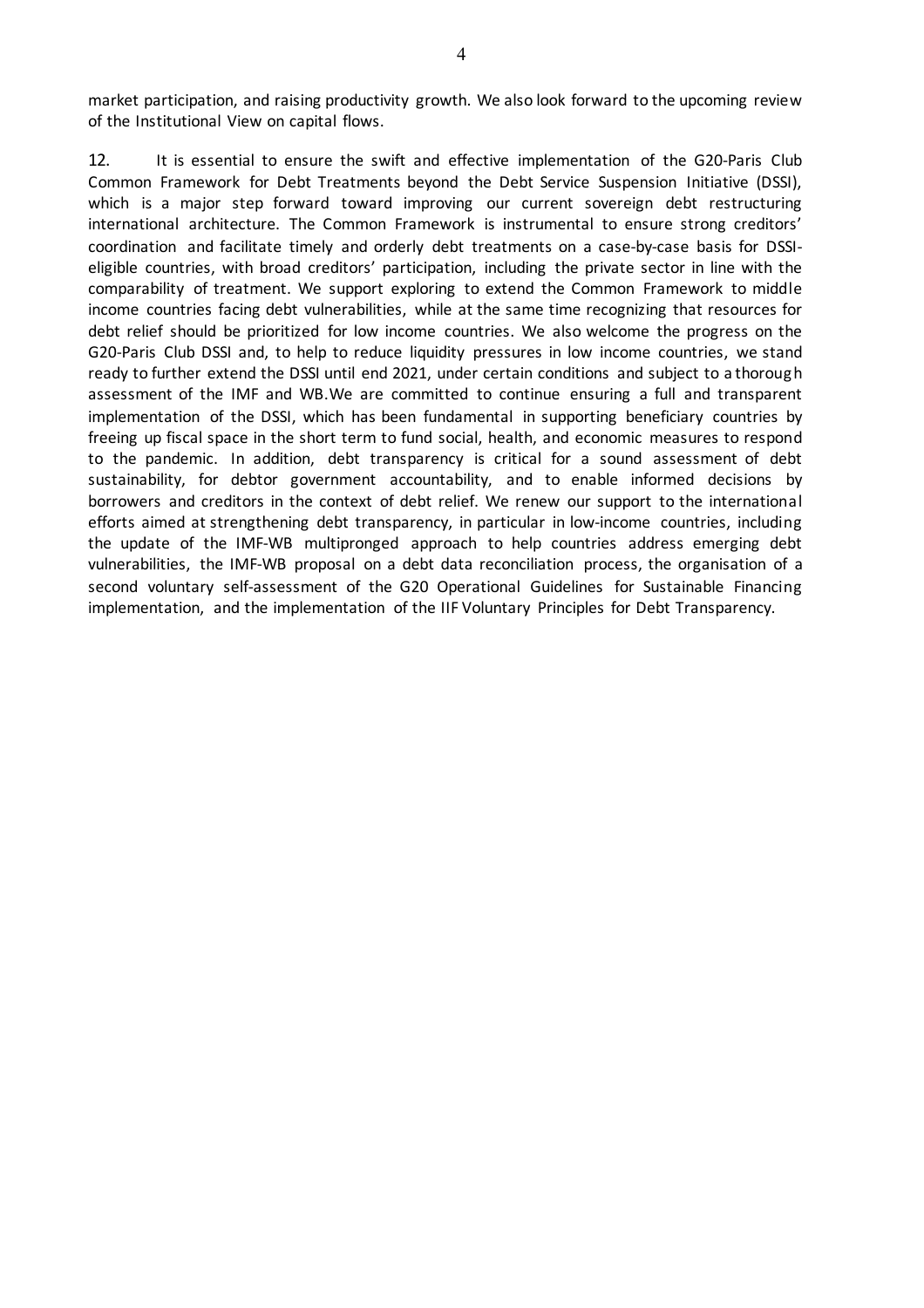market participation, and raising productivity growth. We also look forward to the upcoming review of the Institutional View on capital flows.

12. It is essential to ensure the swift and effective implementation of the G20-Paris Club Common Framework for Debt Treatments beyond the Debt Service Suspension Initiative (DSSI), which is a major step forward toward improving our current sovereign debt restructuring international architecture. The Common Framework is instrumental to ensure strong creditors' coordination and facilitate timely and orderly debt treatments on a case-by-case basis for DSSI-eligible countries, with broad creditors' participation, including the private sector in line with the comparability of treatment. We support exploring to extend the Common Framework to middle income countries facing debt vulnerabilities, while at the same time recognizing that resources for debt relief should be prioritized for low income countries. We also welcome the progress on the G20-Paris Club DSSI and, to help to reduce liquidity pressures in low income countries, we stand ready to further extend the DSSI until end 2021, under certain conditions and subject to a thorough assessment of the IMF and WB.We are committed to continue ensuring a full and transparent implementation of the DSSI, which has been fundamental in supporting beneficiary countries by freeing up fiscal space in the short term to fund social, health, and economic measures to respond to the pandemic. In addition, debt transparency is critical for a sound assessment of debt sustainability, for debtor government accountability, and to enable informed decisions by borrowers and creditors in the context of debt relief. We renew our support to the international efforts aimed at strengthening debt transparency, in particular in low-income countries, including the update of the IMF-WB multipronged approach to help countries address emerging debt vulnerabilities, the IMF-WB proposal on a debt data reconciliation process, the organisation of a second voluntary self-assessment of the G20 Operational Guidelines for Sustainable Financing implementation, and the implementation of the IIF Voluntary Principles for Debt Transparency.